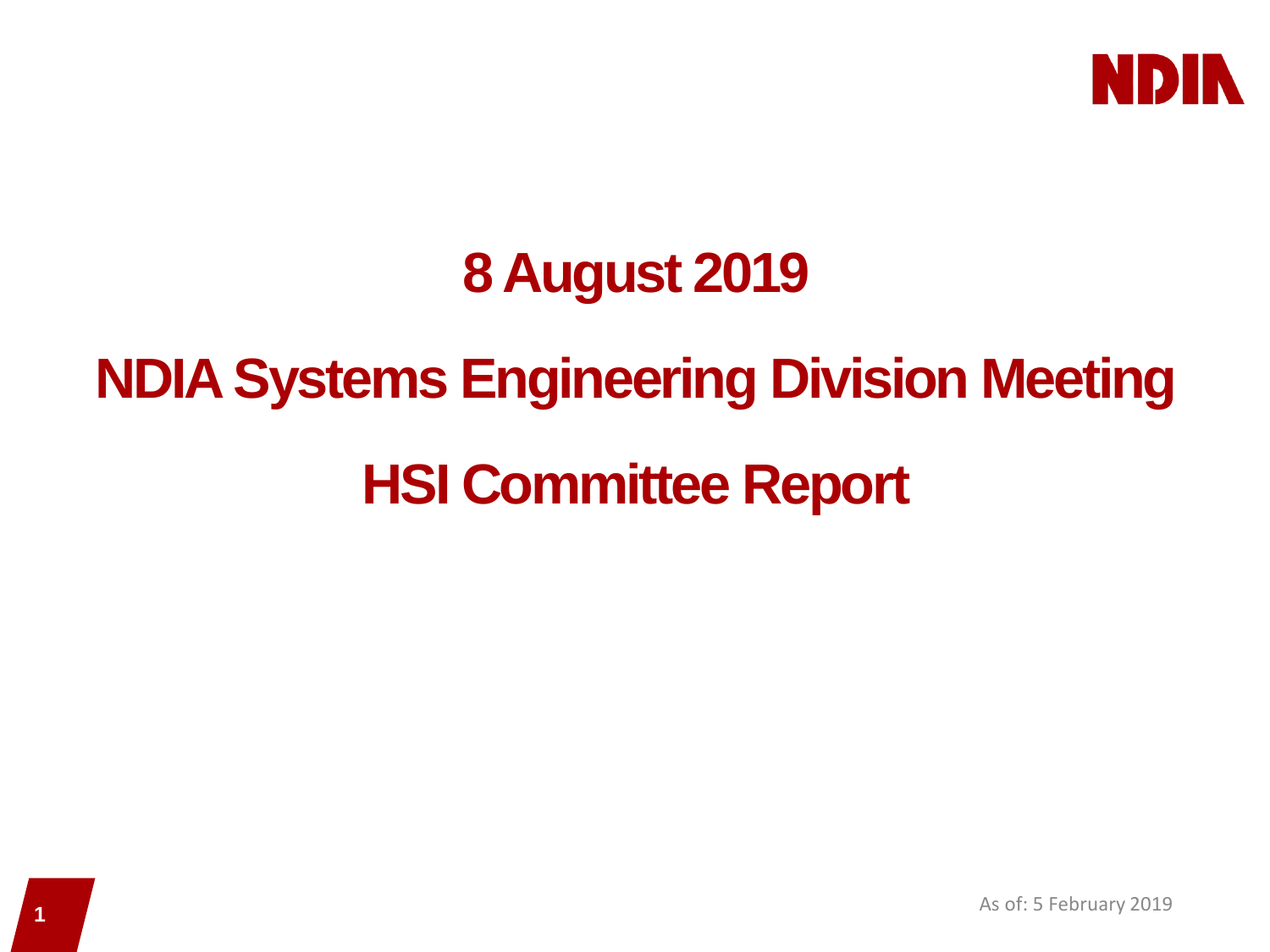# 8 August 2019

# NDIA Systems Engineering Division Meeting

# HSI Committee Report

As of: 5 February 2019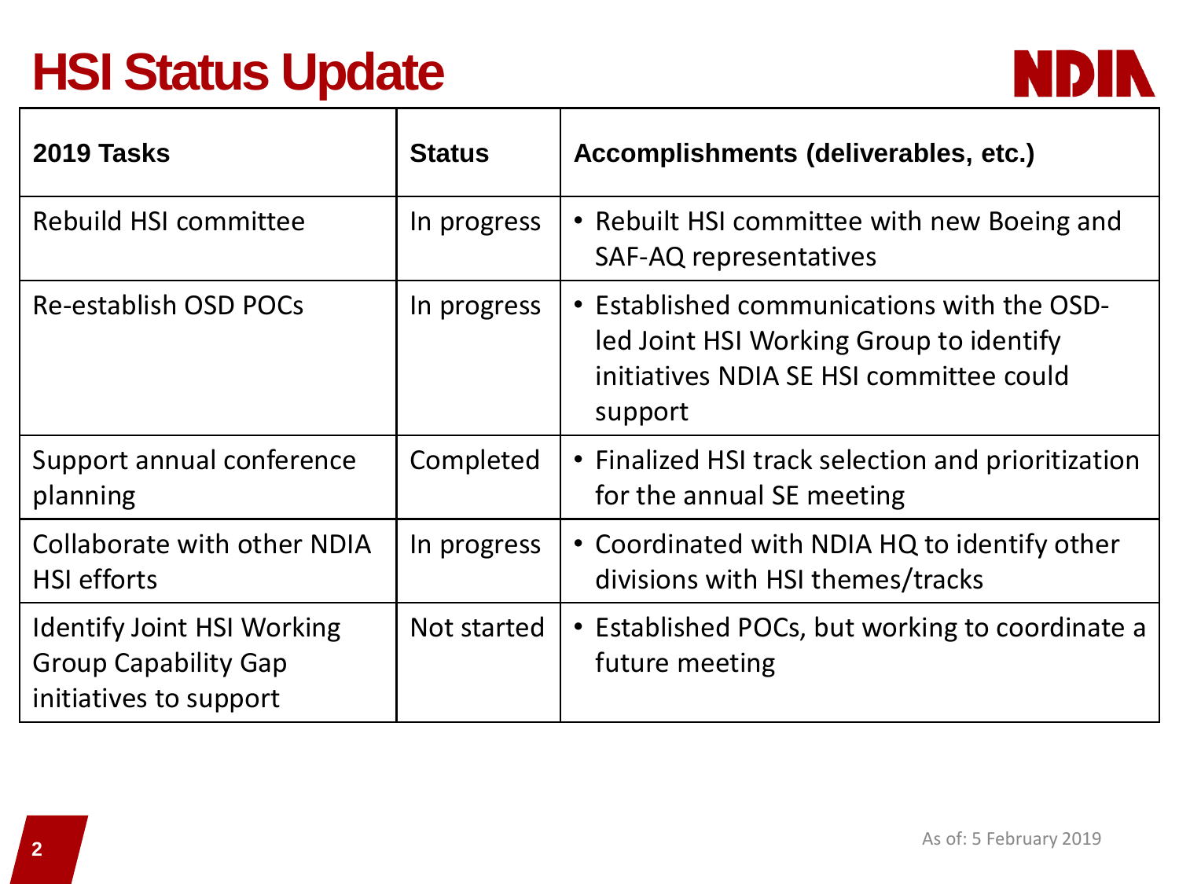# HSI Status Update

| 2019 Tasks | Status | Accomplishments (deliverables, etc.) |
|---|---|---|
| Rebuild HSI committee | In progress | • Rebuilt HSI committee with new Boeing and SAF-AQ representatives |
| Re-establish OSD POCs | In progress | • Established communications with the OSD-led Joint HSI Working Group to identify initiatives NDIA SE HSI committee could support |
| Support annual conference planning | Completed | • Finalized HSI track selection and prioritization for the annual SE meeting |
| Collaborate with other NDIA HSI efforts | In progress | • Coordinated with NDIA HQ to identify other divisions with HSI themes/tracks |
| Identify Joint HSI Working Group Capability Gap initiatives to support | Not started | • Established POCs, but working to coordinate a future meeting |

As of: 5 February 2019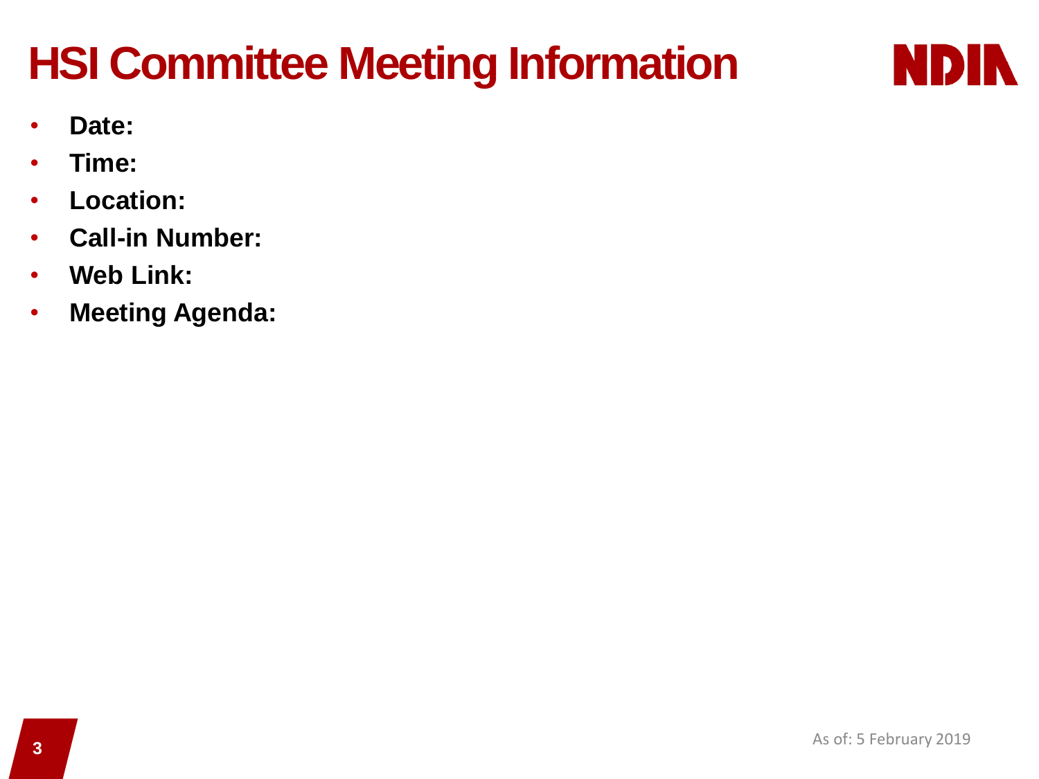# HSI Committee Meeting Information

- **Date:**
- **Time:**
- **Location:**
- **Call-in Number:**
- **Web Link:**
- **Meeting Agenda:**

As of: 5 February 2019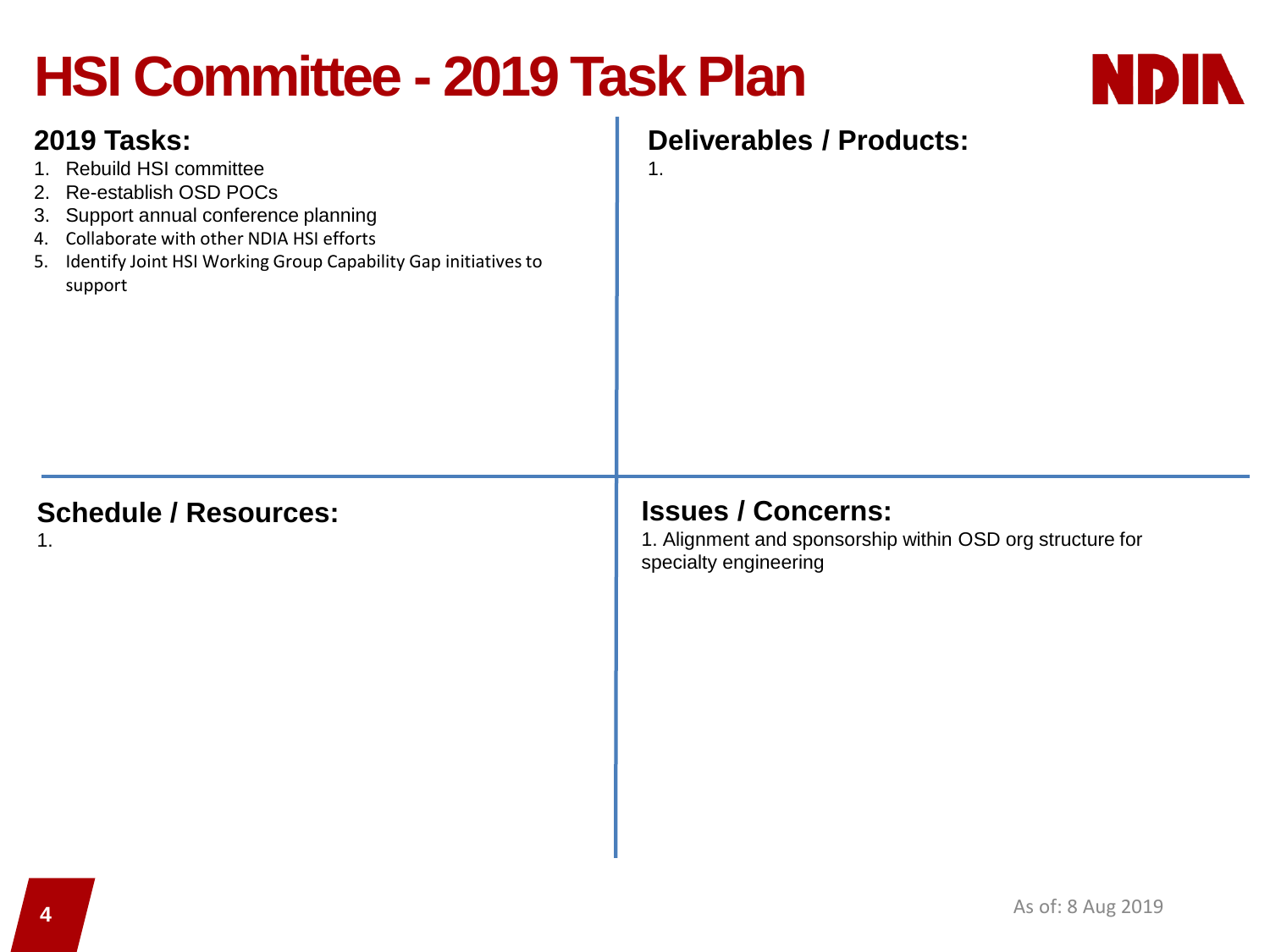# HSI Committee - 2019 Task Plan

NDIA

## 2019 Tasks:

1. Rebuild HSI committee
2. Re-establish OSD POCs
3. Support annual conference planning
4. Collaborate with other NDIA HSI efforts
5. Identify Joint HSI Working Group Capability Gap initiatives to support

## Deliverables / Products:

1.

## Schedule / Resources:

1.

## Issues / Concerns:

1. Alignment and sponsorship within OSD org structure for specialty engineering

As of: 8 Aug 2019